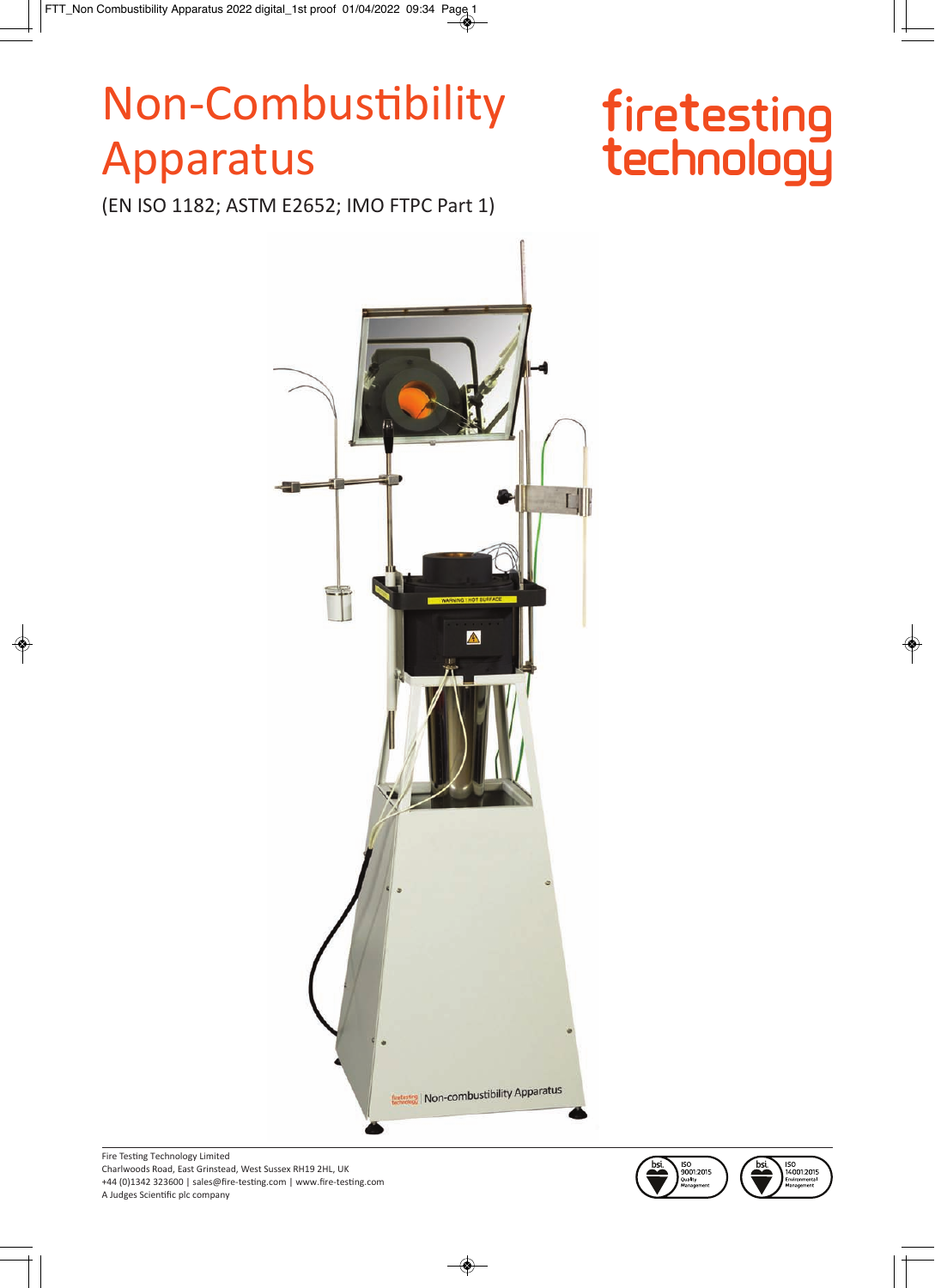# Non-Combustibility Apparatus

firetesting technology

(EN ISO 1182; ASTM E2652; IMO FTPC Part 1)

Fire Testing Technology Limited
Charlwoods Road, East Grinstead, West Sussex RH19 2HL, UK
+44 (0)1342 323600 | sales@fire-testing.com | www.fire-testing.com
A Judges Scientific plc company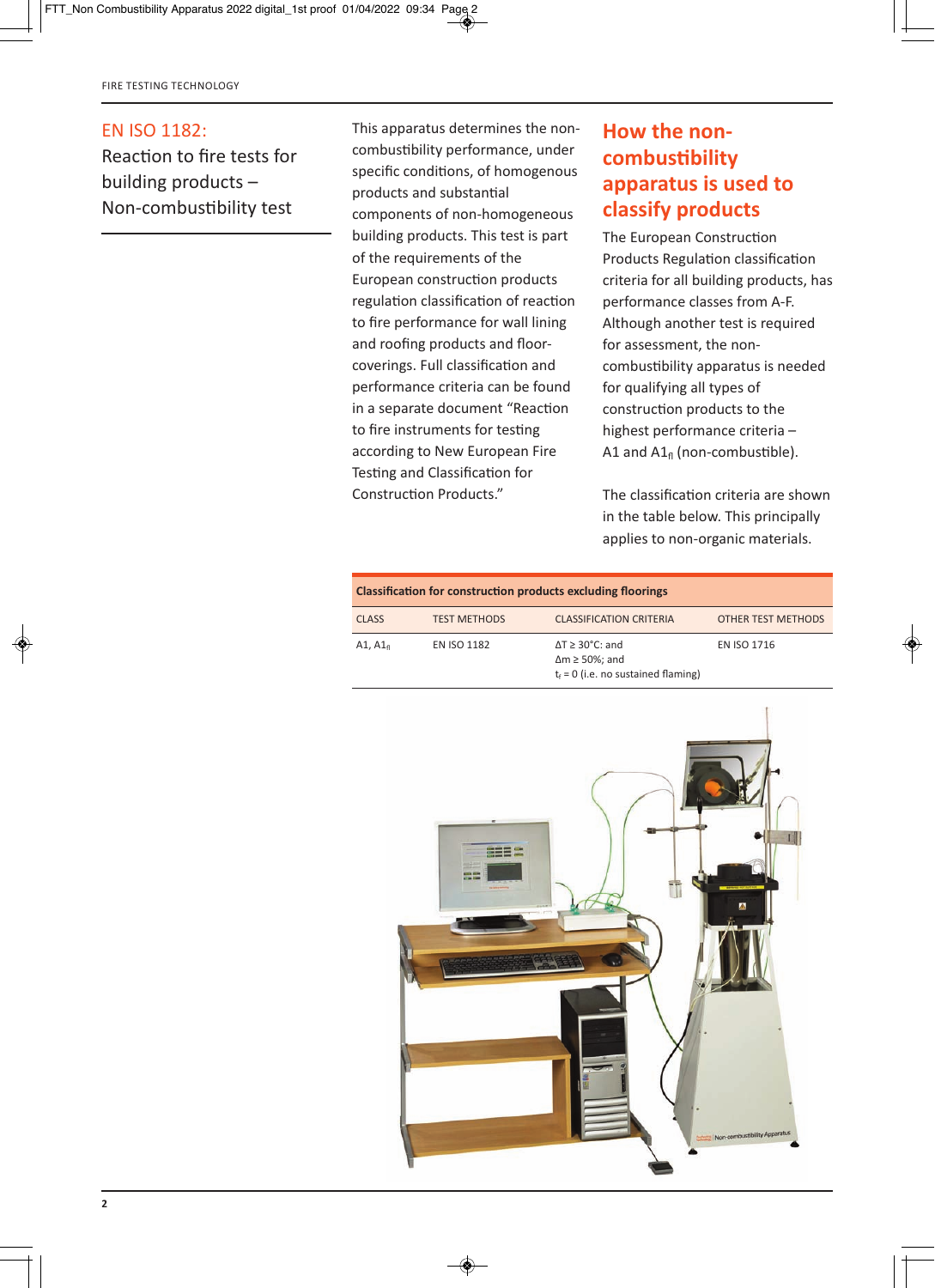# EN ISO 1182:

## Reaction to fire tests for building products – Non-combustibility test

This apparatus determines the non-combustibility performance, under specific conditions, of homogenous products and substantial components of non-homogeneous building products. This test is part of the requirements of the European construction products regulation classification of reaction to fire performance for wall lining and roofing products and floor-coverings. Full classification and performance criteria can be found in a separate document "Reaction to fire instruments for testing according to New European Fire Testing and Classification for Construction Products."

## How the non-combustibility apparatus is used to classify products

The European Construction Products Regulation classification criteria for all building products, has performance classes from A-F. Although another test is required for assessment, the non-combustibility apparatus is needed for qualifying all types of construction products to the highest performance criteria – A1 and $A1_{fl}$ (non-combustible).

The classification criteria are shown in the table below. This principally applies to non-organic materials.

**Classification for construction products excluding floorings**

| CLASS | TEST METHODS | CLASSIFICATION CRITERIA | OTHER TEST METHODS |
|---|---|---|---|
| A1, $A1_{fl}$ | EN ISO 1182 | $\Delta T \geq 30°C$: and<br>$\Delta m \geq 50\%$; and<br>$t_f = 0$ (i.e. no sustained flaming) | EN ISO 1716 |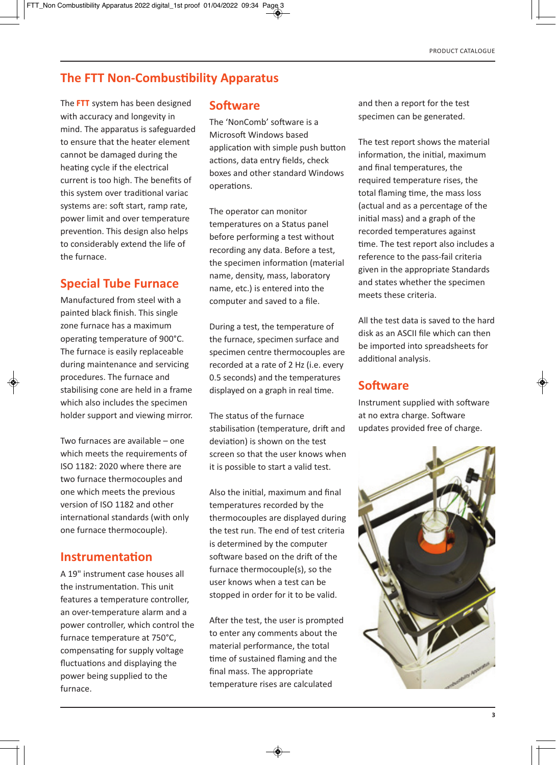# The FTT Non-Combustibility Apparatus

The **FTT** system has been designed with accuracy and longevity in mind. The apparatus is safeguarded to ensure that the heater element cannot be damaged during the heating cycle if the electrical current is too high. The benefits of this system over traditional variac systems are: soft start, ramp rate, power limit and over temperature prevention. This design also helps to considerably extend the life of the furnace.

## Special Tube Furnace

Manufactured from steel with a painted black finish. This single zone furnace has a maximum operating temperature of 900°C. The furnace is easily replaceable during maintenance and servicing procedures. The furnace and stabilising cone are held in a frame which also includes the specimen holder support and viewing mirror.

Two furnaces are available – one which meets the requirements of ISO 1182: 2020 where there are two furnace thermocouples and one which meets the previous version of ISO 1182 and other international standards (with only one furnace thermocouple).

## Instrumentation

A 19" instrument case houses all the instrumentation. This unit features a temperature controller, an over-temperature alarm and a power controller, which control the furnace temperature at 750°C, compensating for supply voltage fluctuations and displaying the power being supplied to the furnace.

## Software

The 'NonComb' software is a Microsoft Windows based application with simple push button actions, data entry fields, check boxes and other standard Windows operations.

The operator can monitor temperatures on a Status panel before performing a test without recording any data. Before a test, the specimen information (material name, density, mass, laboratory name, etc.) is entered into the computer and saved to a file.

During a test, the temperature of the furnace, specimen surface and specimen centre thermocouples are recorded at a rate of 2 Hz (i.e. every 0.5 seconds) and the temperatures displayed on a graph in real time.

The status of the furnace stabilisation (temperature, drift and deviation) is shown on the test screen so that the user knows when it is possible to start a valid test.

Also the initial, maximum and final temperatures recorded by the thermocouples are displayed during the test run. The end of test criteria is determined by the computer software based on the drift of the furnace thermocouple(s), so the user knows when a test can be stopped in order for it to be valid.

After the test, the user is prompted to enter any comments about the material performance, the total time of sustained flaming and the final mass. The appropriate temperature rises are calculated and then a report for the test specimen can be generated.

The test report shows the material information, the initial, maximum and final temperatures, the required temperature rises, the total flaming time, the mass loss (actual and as a percentage of the initial mass) and a graph of the recorded temperatures against time. The test report also includes a reference to the pass-fail criteria given in the appropriate Standards and states whether the specimen meets these criteria.

All the test data is saved to the hard disk as an ASCII file which can then be imported into spreadsheets for additional analysis.

## Software

Instrument supplied with software at no extra charge. Software updates provided free of charge.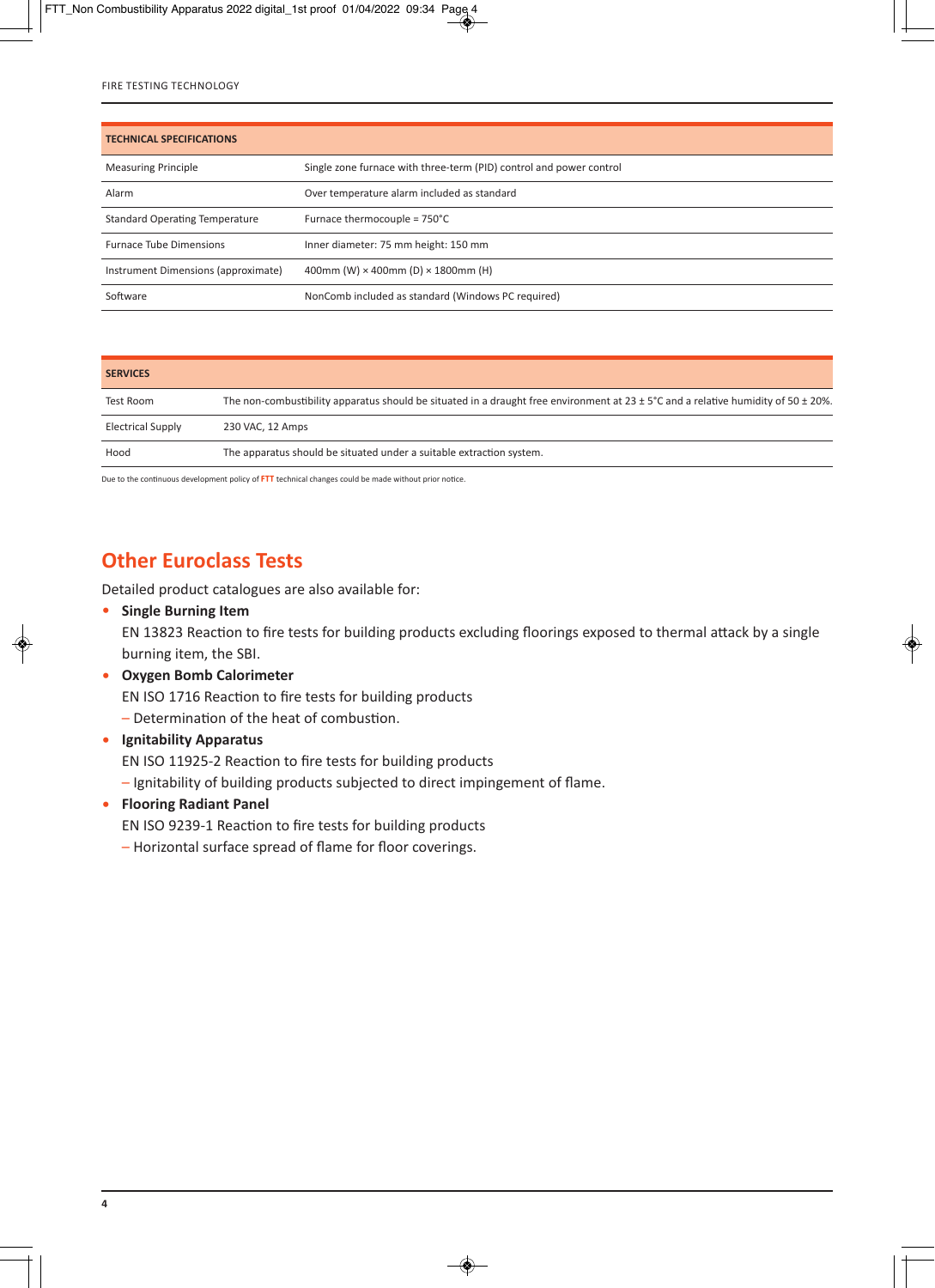| TECHNICAL SPECIFICATIONS | |
|---|---|
| Measuring Principle | Single zone furnace with three-term (PID) control and power control |
| Alarm | Over temperature alarm included as standard |
| Standard Operating Temperature | Furnace thermocouple = 750°C |
| Furnace Tube Dimensions | Inner diameter: 75 mm height: 150 mm |
| Instrument Dimensions (approximate) | 400mm (W) × 400mm (D) × 1800mm (H) |
| Software | NonComb included as standard (Windows PC required) |

| SERVICES | |
|---|---|
| Test Room | The non-combustibility apparatus should be situated in a draught free environment at 23 ± 5°C and a relative humidity of 50 ± 20%. |
| Electrical Supply | 230 VAC, 12 Amps |
| Hood | The apparatus should be situated under a suitable extraction system. |

Due to the continuous development policy of **FTT** technical changes could be made without prior notice.

## Other Euroclass Tests

Detailed product catalogues are also available for:

- **Single Burning Item**
  EN 13823 Reaction to fire tests for building products excluding floorings exposed to thermal attack by a single burning item, the SBI.
- **Oxygen Bomb Calorimeter**
  EN ISO 1716 Reaction to fire tests for building products
  – Determination of the heat of combustion.
- **Ignitability Apparatus**
  EN ISO 11925-2 Reaction to fire tests for building products
  – Ignitability of building products subjected to direct impingement of flame.
- **Flooring Radiant Panel**
  EN ISO 9239-1 Reaction to fire tests for building products
  – Horizontal surface spread of flame for floor coverings.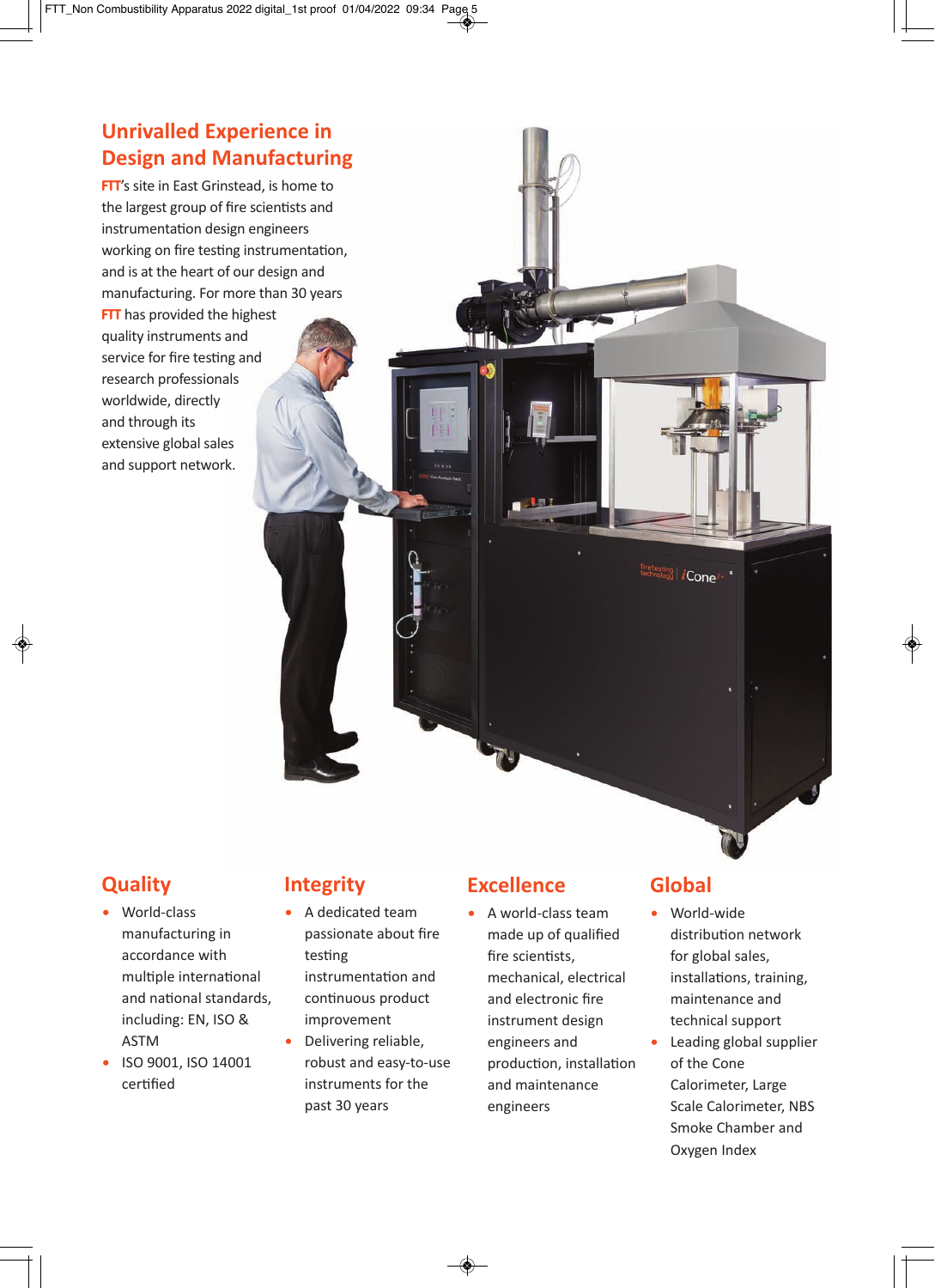## Unrivalled Experience in Design and Manufacturing

FTT's site in East Grinstead, is home to the largest group of fire scientists and instrumentation design engineers working on fire testing instrumentation, and is at the heart of our design and manufacturing. For more than 30 years FTT has provided the highest quality instruments and service for fire testing and research professionals worldwide, directly and through its extensive global sales and support network.

## Quality

- World-class manufacturing in accordance with multiple international and national standards, including: EN, ISO & ASTM
- ISO 9001, ISO 14001 certified

## Integrity

- A dedicated team passionate about fire testing instrumentation and continuous product improvement
- Delivering reliable, robust and easy-to-use instruments for the past 30 years

## Excellence

- A world-class team made up of qualified fire scientists, mechanical, electrical and electronic fire instrument design engineers and production, installation and maintenance engineers

## Global

- World-wide distribution network for global sales, installations, training, maintenance and technical support
- Leading global supplier of the Cone Calorimeter, Large Scale Calorimeter, NBS Smoke Chamber and Oxygen Index